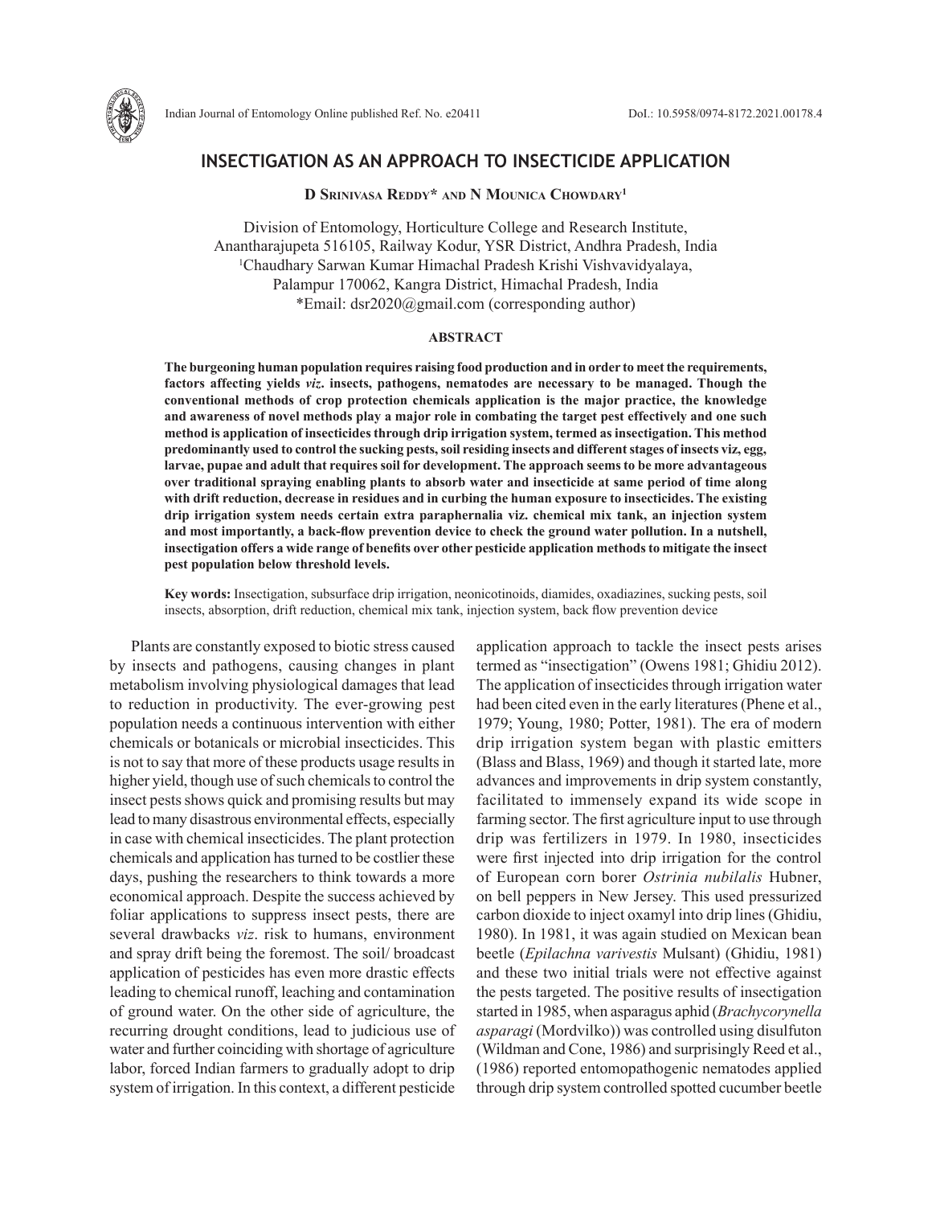# INSECTIGATION AS AN APPROACH TO INSECTICIDE APPLICATION

**D Srinivasa Reddy\* and N Mounica Chowdary[1]**

Division of Entomology, Horticulture College and Research Institute,
Anantharajupeta 516105, Railway Kodur, YSR District, Andhra Pradesh, India
[1]Chaudhary Sarwan Kumar Himachal Pradesh Krishi Vishvavidyalaya,
Palampur 170062, Kangra District, Himachal Pradesh, India
\*Email: dsr2020@gmail.com (corresponding author)

## ABSTRACT

**The burgeoning human population requires raising food production and in order to meet the requirements, factors affecting yields *viz.* insects, pathogens, nematodes are necessary to be managed. Though the conventional methods of crop protection chemicals application is the major practice, the knowledge and awareness of novel methods play a major role in combating the target pest effectively and one such method is application of insecticides through drip irrigation system, termed as insectigation. This method predominantly used to control the sucking pests, soil residing insects and different stages of insects viz, egg, larvae, pupae and adult that requires soil for development. The approach seems to be more advantageous over traditional spraying enabling plants to absorb water and insecticide at same period of time along with drift reduction, decrease in residues and in curbing the human exposure to insecticides. The existing drip irrigation system needs certain extra paraphernalia viz. chemical mix tank, an injection system and most importantly, a back-flow prevention device to check the ground water pollution. In a nutshell, insectigation offers a wide range of benefits over other pesticide application methods to mitigate the insect pest population below threshold levels.**

**Key words:** Insectigation, subsurface drip irrigation, neonicotinoids, diamides, oxadiazines, sucking pests, soil insects, absorption, drift reduction, chemical mix tank, injection system, back flow prevention device

Plants are constantly exposed to biotic stress caused by insects and pathogens, causing changes in plant metabolism involving physiological damages that lead to reduction in productivity. The ever-growing pest population needs a continuous intervention with either chemicals or botanicals or microbial insecticides. This is not to say that more of these products usage results in higher yield, though use of such chemicals to control the insect pests shows quick and promising results but may lead to many disastrous environmental effects, especially in case with chemical insecticides. The plant protection chemicals and application has turned to be costlier these days, pushing the researchers to think towards a more economical approach. Despite the success achieved by foliar applications to suppress insect pests, there are several drawbacks *viz*. risk to humans, environment and spray drift being the foremost. The soil/ broadcast application of pesticides has even more drastic effects leading to chemical runoff, leaching and contamination of ground water. On the other side of agriculture, the recurring drought conditions, lead to judicious use of water and further coinciding with shortage of agriculture labor, forced Indian farmers to gradually adopt to drip system of irrigation. In this context, a different pesticide application approach to tackle the insect pests arises termed as "insectigation" (Owens 1981; Ghidiu 2012). The application of insecticides through irrigation water had been cited even in the early literatures (Phene et al., 1979; Young, 1980; Potter, 1981). The era of modern drip irrigation system began with plastic emitters (Blass and Blass, 1969) and though it started late, more advances and improvements in drip system constantly, facilitated to immensely expand its wide scope in farming sector. The first agriculture input to use through drip was fertilizers in 1979. In 1980, insecticides were first injected into drip irrigation for the control of European corn borer *Ostrinia nubilalis* Hubner, on bell peppers in New Jersey. This used pressurized carbon dioxide to inject oxamyl into drip lines (Ghidiu, 1980). In 1981, it was again studied on Mexican bean beetle (*Epilachna varivestis* Mulsant) (Ghidiu, 1981) and these two initial trials were not effective against the pests targeted. The positive results of insectigation started in 1985, when asparagus aphid (*Brachycorynella asparagi* (Mordvilko)) was controlled using disulfuton (Wildman and Cone, 1986) and surprisingly Reed et al., (1986) reported entomopathogenic nematodes applied through drip system controlled spotted cucumber beetle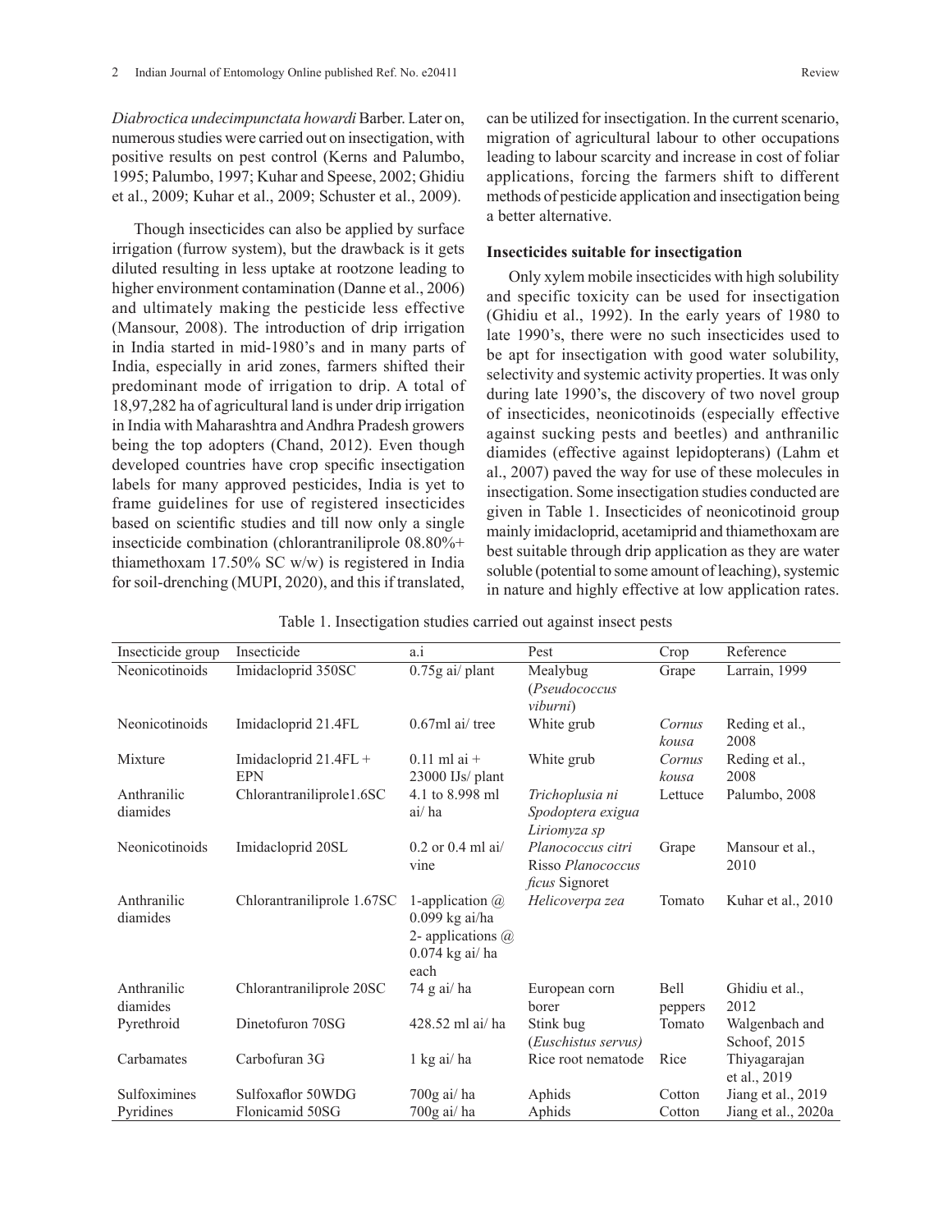*Diabroctica undecimpunctata howardi* Barber. Later on, numerous studies were carried out on insectigation, with positive results on pest control (Kerns and Palumbo, 1995; Palumbo, 1997; Kuhar and Speese, 2002; Ghidiu et al., 2009; Kuhar et al., 2009; Schuster et al., 2009).

Though insecticides can also be applied by surface irrigation (furrow system), but the drawback is it gets diluted resulting in less uptake at rootzone leading to higher environment contamination (Danne et al., 2006) and ultimately making the pesticide less effective (Mansour, 2008). The introduction of drip irrigation in India started in mid-1980's and in many parts of India, especially in arid zones, farmers shifted their predominant mode of irrigation to drip. A total of 18,97,282 ha of agricultural land is under drip irrigation in India with Maharashtra and Andhra Pradesh growers being the top adopters (Chand, 2012). Even though developed countries have crop specific insectigation labels for many approved pesticides, India is yet to frame guidelines for use of registered insecticides based on scientific studies and till now only a single insecticide combination (chlorantraniliprole 08.80%+ thiamethoxam 17.50% SC w/w) is registered in India for soil-drenching (MUPI, 2020), and this if translated, can be utilized for insectigation. In the current scenario, migration of agricultural labour to other occupations leading to labour scarcity and increase in cost of foliar applications, forcing the farmers shift to different methods of pesticide application and insectigation being a better alternative.

### Insecticides suitable for insectigation

Only xylem mobile insecticides with high solubility and specific toxicity can be used for insectigation (Ghidiu et al., 1992). In the early years of 1980 to late 1990's, there were no such insecticides used to be apt for insectigation with good water solubility, selectivity and systemic activity properties. It was only during late 1990's, the discovery of two novel group of insecticides, neonicotinoids (especially effective against sucking pests and beetles) and anthranilic diamides (effective against lepidopterans) (Lahm et al., 2007) paved the way for use of these molecules in insectigation. Some insectigation studies conducted are given in Table 1. Insecticides of neonicotinoid group mainly imidacloprid, acetamiprid and thiamethoxam are best suitable through drip application as they are water soluble (potential to some amount of leaching), systemic in nature and highly effective at low application rates.

Table 1. Insectigation studies carried out against insect pests

| Insecticide group | Insecticide | a.i | Pest | Crop | Reference |
|---|---|---|---|---|---|
| Neonicotinoids | Imidacloprid 350SC | 0.75g ai/ plant | Mealybug (*Pseudococcus viburni*) | Grape | Larrain, 1999 |
| Neonicotinoids | Imidacloprid 21.4FL | 0.67ml ai/ tree | White grub | *Cornus kousa* | Reding et al., 2008 |
| Mixture | Imidacloprid 21.4FL + EPN | 0.11 ml ai + 23000 IJs/ plant | White grub | *Cornus kousa* | Reding et al., 2008 |
| Anthranilic diamides | Chlorantraniliprole1.6SC | 4.1 to 8.998 ml ai/ ha | *Trichoplusia ni* *Spodoptera exigua* *Liriomyza sp* | Lettuce | Palumbo, 2008 |
| Neonicotinoids | Imidacloprid 20SL | 0.2 or 0.4 ml ai/ vine | *Planococcus citri* Risso *Planococcus ficus* Signoret | Grape | Mansour et al., 2010 |
| Anthranilic diamides | Chlorantraniliprole 1.67SC | 1-application @ 0.099 kg ai/ha 2- applications @ 0.074 kg ai/ ha each | *Helicoverpa zea* | Tomato | Kuhar et al., 2010 |
| Anthranilic diamides | Chlorantraniliprole 20SC | 74 g ai/ ha | European corn borer | Bell peppers | Ghidiu et al., 2012 |
| Pyrethroid | Dinetofuron 70SG | 428.52 ml ai/ ha | Stink bug (*Euschistus servus)* | Tomato | Walgenbach and Schoof, 2015 |
| Carbamates | Carbofuran 3G | 1 kg ai/ ha | Rice root nematode | Rice | Thiyagarajan et al., 2019 |
| Sulfoximines | Sulfoxaflor 50WDG | 700g ai/ ha | Aphids | Cotton | Jiang et al., 2019 |
| Pyridines | Flonicamid 50SG | 700g ai/ ha | Aphids | Cotton | Jiang et al., 2020a |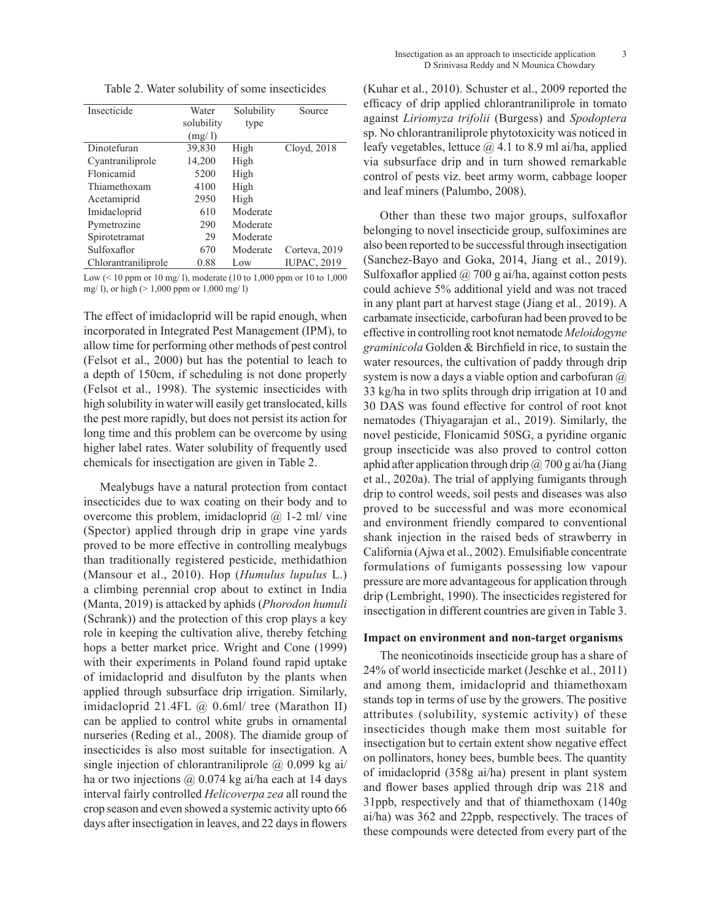Table 2. Water solubility of some insecticides

| Insecticide | Water solubility (mg/ l) | Solubility type | Source |
|---|---|---|---|
| Dinotefuran | 39,830 | High | Cloyd, 2018 |
| Cyantraniliprole | 14,200 | High | |
| Flonicamid | 5200 | High | |
| Thiamethoxam | 4100 | High | |
| Acetamiprid | 2950 | High | |
| Imidacloprid | 610 | Moderate | |
| Pymetrozine | 290 | Moderate | |
| Spirotetramat | 29 | Moderate | |
| Sulfoxaflor | 670 | Moderate | Corteva, 2019 |
| Chlorantraniliprole | 0.88 | Low | IUPAC, 2019 |

Low (< 10 ppm or 10 mg/ l), moderate (10 to 1,000 ppm or 10 to 1,000 mg/ l), or high (> 1,000 ppm or 1,000 mg/ l)

The effect of imidacloprid will be rapid enough, when incorporated in Integrated Pest Management (IPM), to allow time for performing other methods of pest control (Felsot et al., 2000) but has the potential to leach to a depth of 150cm, if scheduling is not done properly (Felsot et al., 1998). The systemic insecticides with high solubility in water will easily get translocated, kills the pest more rapidly, but does not persist its action for long time and this problem can be overcome by using higher label rates. Water solubility of frequently used chemicals for insectigation are given in Table 2.

Mealybugs have a natural protection from contact insecticides due to wax coating on their body and to overcome this problem, imidacloprid @ 1-2 ml/ vine (Spector) applied through drip in grape vine yards proved to be more effective in controlling mealybugs than traditionally registered pesticide, methidathion (Mansour et al., 2010). Hop (*Humulus lupulus* L.) a climbing perennial crop about to extinct in India (Manta, 2019) is attacked by aphids (*Phorodon humuli* (Schrank)) and the protection of this crop plays a key role in keeping the cultivation alive, thereby fetching hops a better market price. Wright and Cone (1999) with their experiments in Poland found rapid uptake of imidacloprid and disulfuton by the plants when applied through subsurface drip irrigation. Similarly, imidacloprid 21.4FL @ 0.6ml/ tree (Marathon II) can be applied to control white grubs in ornamental nurseries (Reding et al., 2008). The diamide group of insecticides is also most suitable for insectigation. A single injection of chlorantraniliprole @ 0.099 kg ai/ ha or two injections @ 0.074 kg ai/ha each at 14 days interval fairly controlled *Helicoverpa zea* all round the crop season and even showed a systemic activity upto 66 days after insectigation in leaves, and 22 days in flowers (Kuhar et al., 2010). Schuster et al., 2009 reported the efficacy of drip applied chlorantraniliprole in tomato against *Liriomyza trifolii* (Burgess) and *Spodoptera* sp. No chlorantraniliprole phytotoxicity was noticed in leafy vegetables, lettuce @ 4.1 to 8.9 ml ai/ha, applied via subsurface drip and in turn showed remarkable control of pests viz. beet army worm, cabbage looper and leaf miners (Palumbo, 2008).

Other than these two major groups, sulfoxaflor belonging to novel insecticide group, sulfoximines are also been reported to be successful through insectigation (Sanchez-Bayo and Goka, 2014, Jiang et al., 2019). Sulfoxaflor applied @ 700 g ai/ha, against cotton pests could achieve 5% additional yield and was not traced in any plant part at harvest stage (Jiang et al*.,* 2019). A carbamate insecticide, carbofuran had been proved to be effective in controlling root knot nematode *Meloidogyne graminicola* Golden & Birchfield in rice, to sustain the water resources, the cultivation of paddy through drip system is now a days a viable option and carbofuran @ 33 kg/ha in two splits through drip irrigation at 10 and 30 DAS was found effective for control of root knot nematodes (Thiyagarajan et al., 2019). Similarly, the novel pesticide, Flonicamid 50SG, a pyridine organic group insecticide was also proved to control cotton aphid after application through drip @ 700 g ai/ha (Jiang et al., 2020a). The trial of applying fumigants through drip to control weeds, soil pests and diseases was also proved to be successful and was more economical and environment friendly compared to conventional shank injection in the raised beds of strawberry in California (Ajwa et al., 2002). Emulsifiable concentrate formulations of fumigants possessing low vapour pressure are more advantageous for application through drip (Lembright, 1990). The insecticides registered for insectigation in different countries are given in Table 3.

**Impact on environment and non-target organisms**

The neonicotinoids insecticide group has a share of 24% of world insecticide market (Jeschke et al., 2011) and among them, imidacloprid and thiamethoxam stands top in terms of use by the growers. The positive attributes (solubility, systemic activity) of these insecticides though make them most suitable for insectigation but to certain extent show negative effect on pollinators, honey bees, bumble bees. The quantity of imidacloprid (358g ai/ha) present in plant system and flower bases applied through drip was 218 and 31ppb, respectively and that of thiamethoxam (140g ai/ha) was 362 and 22ppb, respectively. The traces of these compounds were detected from every part of the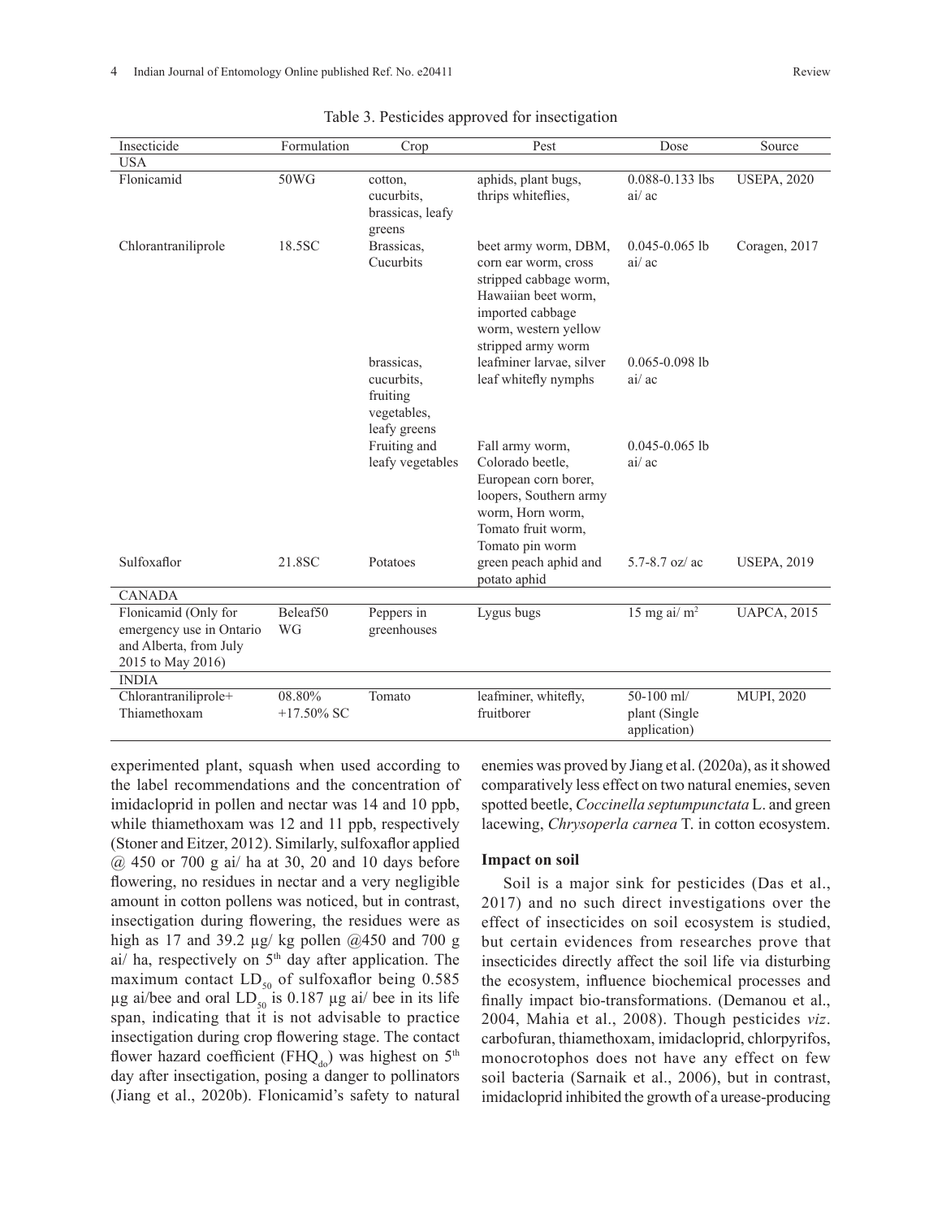Table 3. Pesticides approved for insectigation

| Insecticide | Formulation | Crop | Pest | Dose | Source |
|---|---|---|---|---|---|
| USA | | | | | |
| Flonicamid | 50WG | cotton, cucurbits, brassicas, leafy greens | aphids, plant bugs, thrips whiteflies, | 0.088-0.133 lbs ai/ ac | USEPA, 2020 |
| Chlorantraniliprole | 18.5SC | Brassicas, Cucurbits | beet army worm, DBM, corn ear worm, cross stripped cabbage worm, Hawaiian beet worm, imported cabbage worm, western yellow stripped army worm | 0.045-0.065 lb ai/ ac | Coragen, 2017 |
| | | brassicas, cucurbits, fruiting vegetables, leafy greens | leafminer larvae, silver leaf whitefly nymphs | 0.065-0.098 lb ai/ ac | |
| | | Fruiting and leafy vegetables | Fall army worm, Colorado beetle, European corn borer, loopers, Southern army worm, Horn worm, Tomato fruit worm, Tomato pin worm | 0.045-0.065 lb ai/ ac | |
| Sulfoxaflor | 21.8SC | Potatoes | green peach aphid and potato aphid | 5.7-8.7 oz/ ac | USEPA, 2019 |
| CANADA | | | | | |
| Flonicamid (Only for emergency use in Ontario and Alberta, from July 2015 to May 2016) | Beleaf50 WG | Peppers in greenhouses | Lygus bugs | 15 mg ai/ $m^2$ | UAPCA, 2015 |
| INDIA | | | | | |
| Chlorantraniliprole+ Thiamethoxam | 08.80% +17.50% SC | Tomato | leafminer, whitefly, fruitborer | 50-100 ml/ plant (Single application) | MUPI, 2020 |

experimented plant, squash when used according to the label recommendations and the concentration of imidacloprid in pollen and nectar was 14 and 10 ppb, while thiamethoxam was 12 and 11 ppb, respectively (Stoner and Eitzer, 2012). Similarly, sulfoxaflor applied @ 450 or 700 g ai/ ha at 30, 20 and 10 days before flowering, no residues in nectar and a very negligible amount in cotton pollens was noticed, but in contrast, insectigation during flowering, the residues were as high as 17 and 39.2 µg/ kg pollen @450 and 700 g ai/ ha, respectively on 5th day after application. The maximum contact $LD_{50}$ of sulfoxaflor being 0.585 µg ai/bee and oral $LD_{50}$ is 0.187 µg ai/ bee in its life span, indicating that it is not advisable to practice insectigation during crop flowering stage. The contact flower hazard coefficient ($FHQ_{do}$) was highest on 5th day after insectigation, posing a danger to pollinators (Jiang et al., 2020b). Flonicamid's safety to natural enemies was proved by Jiang et al. (2020a), as it showed comparatively less effect on two natural enemies, seven spotted beetle, *Coccinella septumpunctata* L. and green lacewing, *Chrysoperla carnea* T. in cotton ecosystem.

### Impact on soil

Soil is a major sink for pesticides (Das et al., 2017) and no such direct investigations over the effect of insecticides on soil ecosystem is studied, but certain evidences from researches prove that insecticides directly affect the soil life via disturbing the ecosystem, influence biochemical processes and finally impact bio-transformations. (Demanou et al., 2004, Mahia et al., 2008). Though pesticides *viz*. carbofuran, thiamethoxam, imidacloprid, chlorpyrifos, monocrotophos does not have any effect on few soil bacteria (Sarnaik et al., 2006), but in contrast, imidacloprid inhibited the growth of a urease-producing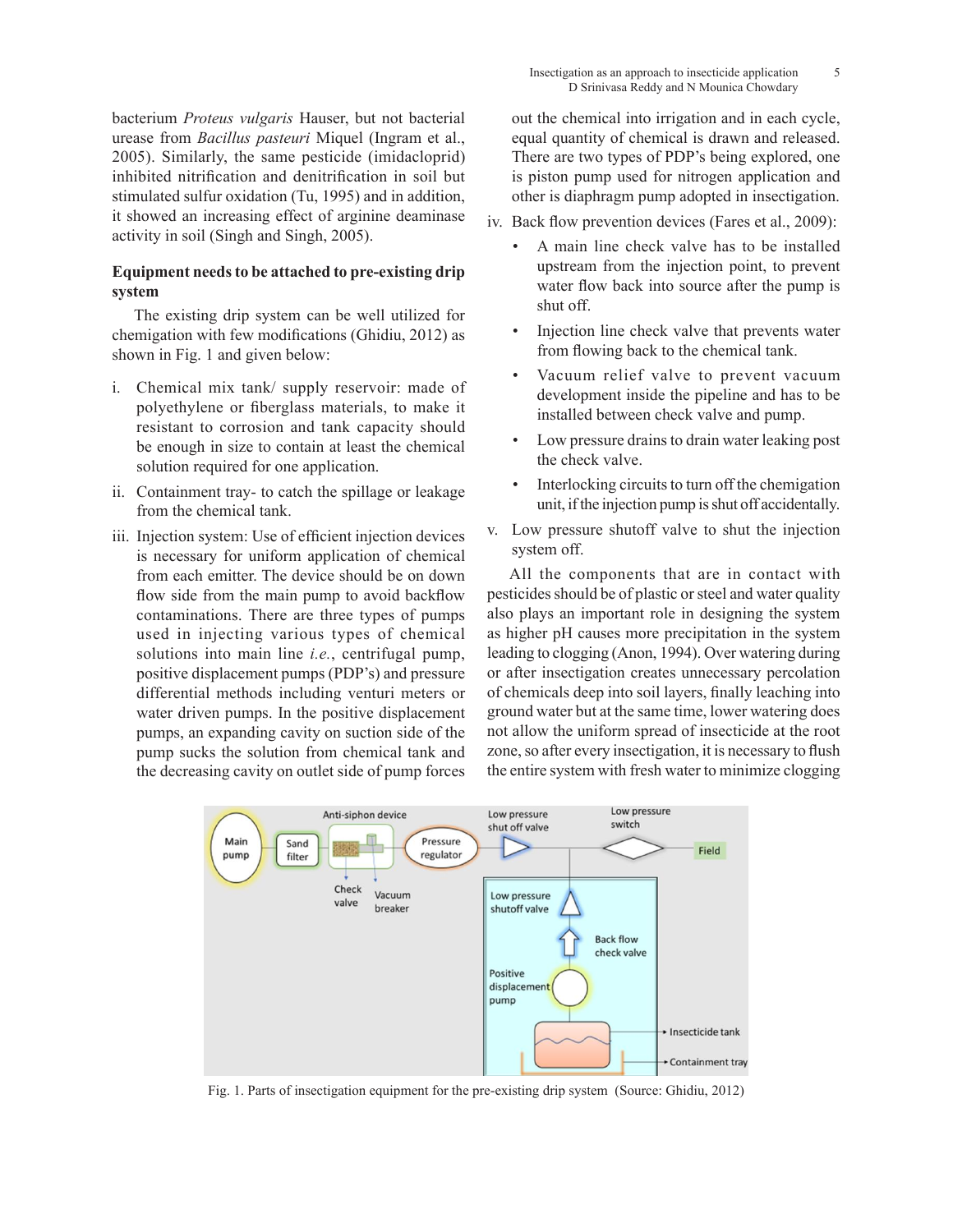bacterium *Proteus vulgaris* Hauser, but not bacterial urease from *Bacillus pasteuri* Miquel (Ingram et al., 2005). Similarly, the same pesticide (imidacloprid) inhibited nitrification and denitrification in soil but stimulated sulfur oxidation (Tu, 1995) and in addition, it showed an increasing effect of arginine deaminase activity in soil (Singh and Singh, 2005).

**Equipment needs to be attached to pre-existing drip system**

The existing drip system can be well utilized for chemigation with few modifications (Ghidiu, 2012) as shown in Fig. 1 and given below:

i. Chemical mix tank/ supply reservoir: made of polyethylene or fiberglass materials, to make it resistant to corrosion and tank capacity should be enough in size to contain at least the chemical solution required for one application.

ii. Containment tray- to catch the spillage or leakage from the chemical tank.

iii. Injection system: Use of efficient injection devices is necessary for uniform application of chemical from each emitter. The device should be on down flow side from the main pump to avoid backflow contaminations. There are three types of pumps used in injecting various types of chemical solutions into main line *i.e.*, centrifugal pump, positive displacement pumps (PDP's) and pressure differential methods including venturi meters or water driven pumps. In the positive displacement pumps, an expanding cavity on suction side of the pump sucks the solution from chemical tank and the decreasing cavity on outlet side of pump forces out the chemical into irrigation and in each cycle, equal quantity of chemical is drawn and released. There are two types of PDP's being explored, one is piston pump used for nitrogen application and other is diaphragm pump adopted in insectigation.

iv. Back flow prevention devices (Fares et al., 2009):

- A main line check valve has to be installed upstream from the injection point, to prevent water flow back into source after the pump is shut off.
- Injection line check valve that prevents water from flowing back to the chemical tank.
- Vacuum relief valve to prevent vacuum development inside the pipeline and has to be installed between check valve and pump.
- Low pressure drains to drain water leaking post the check valve.
- Interlocking circuits to turn off the chemigation unit, if the injection pump is shut off accidentally.

v. Low pressure shutoff valve to shut the injection system off.

All the components that are in contact with pesticides should be of plastic or steel and water quality also plays an important role in designing the system as higher pH causes more precipitation in the system leading to clogging (Anon, 1994). Over watering during or after insectigation creates unnecessary percolation of chemicals deep into soil layers, finally leaching into ground water but at the same time, lower watering does not allow the uniform spread of insecticide at the root zone, so after every insectigation, it is necessary to flush the entire system with fresh water to minimize clogging

Main pump
Sand filter
Anti-siphon device
Check valve
Vacuum breaker
Pressure regulator
Low pressure shut off valve
Low pressure switch
Field
Low pressure shutoff valve
Back flow check valve
Positive displacement pump
Insecticide tank
Containment tray

Fig. 1. Parts of insectigation equipment for the pre-existing drip system (Source: Ghidiu, 2012)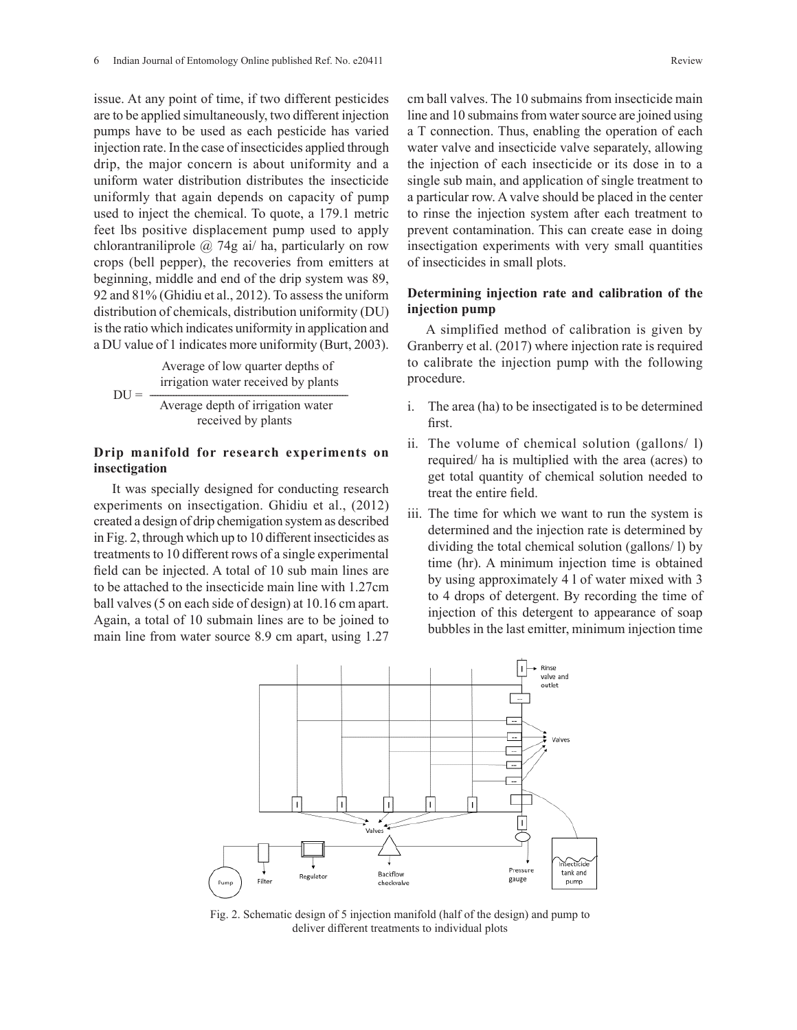issue. At any point of time, if two different pesticides are to be applied simultaneously, two different injection pumps have to be used as each pesticide has varied injection rate. In the case of insecticides applied through drip, the major concern is about uniformity and a uniform water distribution distributes the insecticide uniformly that again depends on capacity of pump used to inject the chemical. To quote, a 179.1 metric feet lbs positive displacement pump used to apply chlorantraniliprole @ 74g ai/ ha, particularly on row crops (bell pepper), the recoveries from emitters at beginning, middle and end of the drip system was 89, 92 and 81% (Ghidiu et al., 2012). To assess the uniform distribution of chemicals, distribution uniformity (DU) is the ratio which indicates uniformity in application and a DU value of 1 indicates more uniformity (Burt, 2003).

$$DU = \frac{\text{Average of low quarter depths of irrigation water received by plants}}{\text{Average depth of irrigation water received by plants}}$$

## Drip manifold for research experiments on insectigation

It was specially designed for conducting research experiments on insectigation. Ghidiu et al., (2012) created a design of drip chemigation system as described in Fig. 2, through which up to 10 different insecticides as treatments to 10 different rows of a single experimental field can be injected. A total of 10 sub main lines are to be attached to the insecticide main line with 1.27cm ball valves (5 on each side of design) at 10.16 cm apart. Again, a total of 10 submain lines are to be joined to main line from water source 8.9 cm apart, using 1.27 cm ball valves. The 10 submains from insecticide main line and 10 submains from water source are joined using a T connection. Thus, enabling the operation of each water valve and insecticide valve separately, allowing the injection of each insecticide or its dose in to a single sub main, and application of single treatment to a particular row. A valve should be placed in the center to rinse the injection system after each treatment to prevent contamination. This can create ease in doing insectigation experiments with very small quantities of insecticides in small plots.

## Determining injection rate and calibration of the injection pump

A simplified method of calibration is given by Granberry et al. (2017) where injection rate is required to calibrate the injection pump with the following procedure.

i. The area (ha) to be insectigated is to be determined first.

ii. The volume of chemical solution (gallons/ l) required/ ha is multiplied with the area (acres) to get total quantity of chemical solution needed to treat the entire field.

iii. The time for which we want to run the system is determined and the injection rate is determined by dividing the total chemical solution (gallons/ l) by time (hr). A minimum injection time is obtained by using approximately 4 l of water mixed with 3 to 4 drops of detergent. By recording the time of injection of this detergent to appearance of soap bubbles in the last emitter, minimum injection time

Rinse valve and outlet

Valves

Valves

Pump

Filter

Regulator

Backflow checkvalve

Pressure gauge

Insecticide tank and pump

Fig. 2. Schematic design of 5 injection manifold (half of the design) and pump to deliver different treatments to individual plots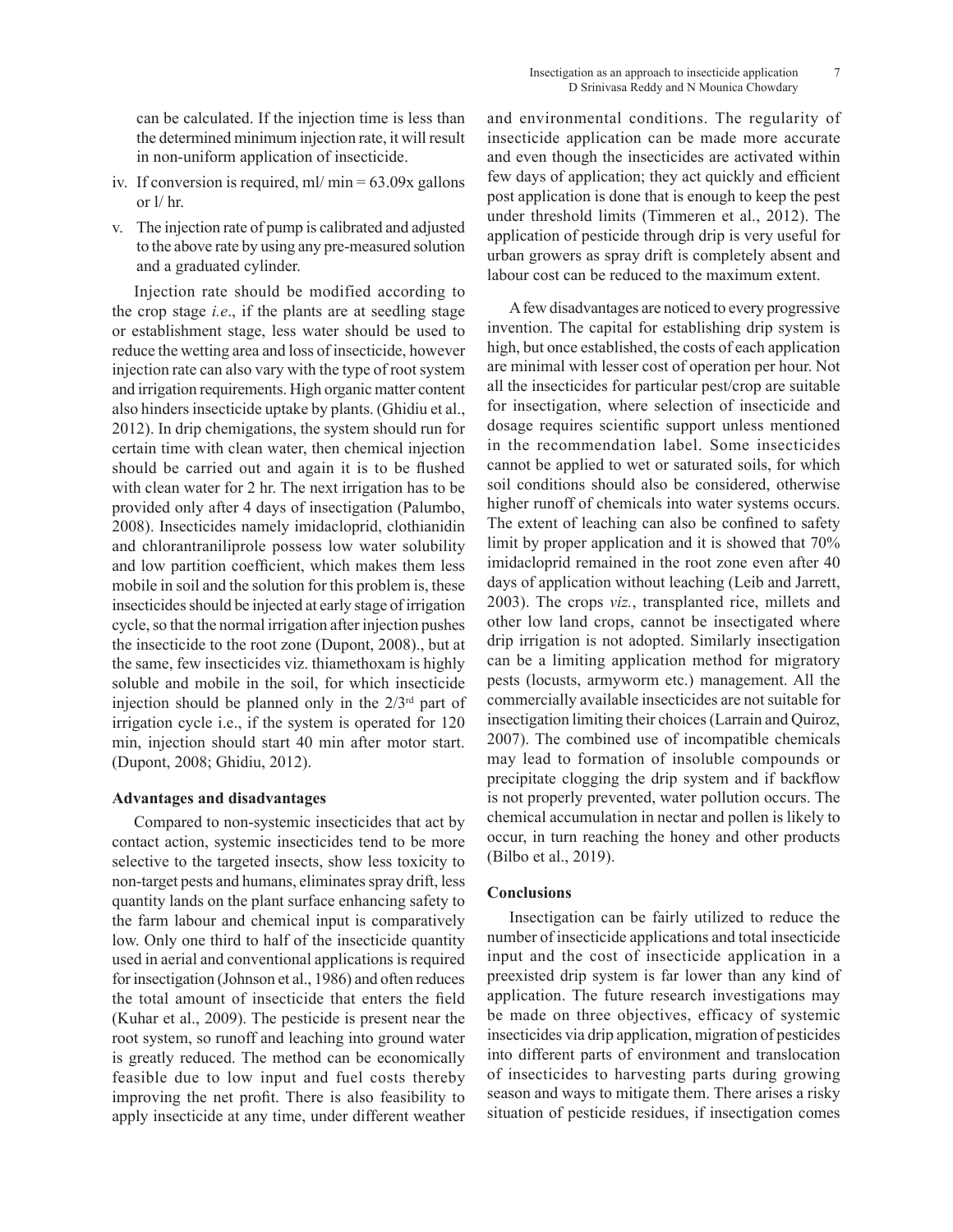can be calculated. If the injection time is less than the determined minimum injection rate, it will result in non-uniform application of insecticide.

iv. If conversion is required, ml/ min = 63.09x gallons or l/ hr.

v. The injection rate of pump is calibrated and adjusted to the above rate by using any pre-measured solution and a graduated cylinder.

Injection rate should be modified according to the crop stage *i.e*., if the plants are at seedling stage or establishment stage, less water should be used to reduce the wetting area and loss of insecticide, however injection rate can also vary with the type of root system and irrigation requirements. High organic matter content also hinders insecticide uptake by plants. (Ghidiu et al., 2012). In drip chemigations, the system should run for certain time with clean water, then chemical injection should be carried out and again it is to be flushed with clean water for 2 hr. The next irrigation has to be provided only after 4 days of insectigation (Palumbo, 2008). Insecticides namely imidacloprid, clothianidin and chlorantraniliprole possess low water solubility and low partition coefficient, which makes them less mobile in soil and the solution for this problem is, these insecticides should be injected at early stage of irrigation cycle, so that the normal irrigation after injection pushes the insecticide to the root zone (Dupont, 2008)., but at the same, few insecticides viz. thiamethoxam is highly soluble and mobile in the soil, for which insecticide injection should be planned only in the 2/3rd part of irrigation cycle i.e., if the system is operated for 120 min, injection should start 40 min after motor start. (Dupont, 2008; Ghidiu, 2012).

### Advantages and disadvantages

Compared to non-systemic insecticides that act by contact action, systemic insecticides tend to be more selective to the targeted insects, show less toxicity to non-target pests and humans, eliminates spray drift, less quantity lands on the plant surface enhancing safety to the farm labour and chemical input is comparatively low. Only one third to half of the insecticide quantity used in aerial and conventional applications is required for insectigation (Johnson et al., 1986) and often reduces the total amount of insecticide that enters the field (Kuhar et al., 2009). The pesticide is present near the root system, so runoff and leaching into ground water is greatly reduced. The method can be economically feasible due to low input and fuel costs thereby improving the net profit. There is also feasibility to apply insecticide at any time, under different weather and environmental conditions. The regularity of insecticide application can be made more accurate and even though the insecticides are activated within few days of application; they act quickly and efficient post application is done that is enough to keep the pest under threshold limits (Timmeren et al., 2012). The application of pesticide through drip is very useful for urban growers as spray drift is completely absent and labour cost can be reduced to the maximum extent.

A few disadvantages are noticed to every progressive invention. The capital for establishing drip system is high, but once established, the costs of each application are minimal with lesser cost of operation per hour. Not all the insecticides for particular pest/crop are suitable for insectigation, where selection of insecticide and dosage requires scientific support unless mentioned in the recommendation label. Some insecticides cannot be applied to wet or saturated soils, for which soil conditions should also be considered, otherwise higher runoff of chemicals into water systems occurs. The extent of leaching can also be confined to safety limit by proper application and it is showed that 70% imidacloprid remained in the root zone even after 40 days of application without leaching (Leib and Jarrett, 2003). The crops *viz.*, transplanted rice, millets and other low land crops, cannot be insectigated where drip irrigation is not adopted. Similarly insectigation can be a limiting application method for migratory pests (locusts, armyworm etc.) management. All the commercially available insecticides are not suitable for insectigation limiting their choices (Larrain and Quiroz, 2007). The combined use of incompatible chemicals may lead to formation of insoluble compounds or precipitate clogging the drip system and if backflow is not properly prevented, water pollution occurs. The chemical accumulation in nectar and pollen is likely to occur, in turn reaching the honey and other products (Bilbo et al., 2019).

### Conclusions

Insectigation can be fairly utilized to reduce the number of insecticide applications and total insecticide input and the cost of insecticide application in a preexisted drip system is far lower than any kind of application. The future research investigations may be made on three objectives, efficacy of systemic insecticides via drip application, migration of pesticides into different parts of environment and translocation of insecticides to harvesting parts during growing season and ways to mitigate them. There arises a risky situation of pesticide residues, if insectigation comes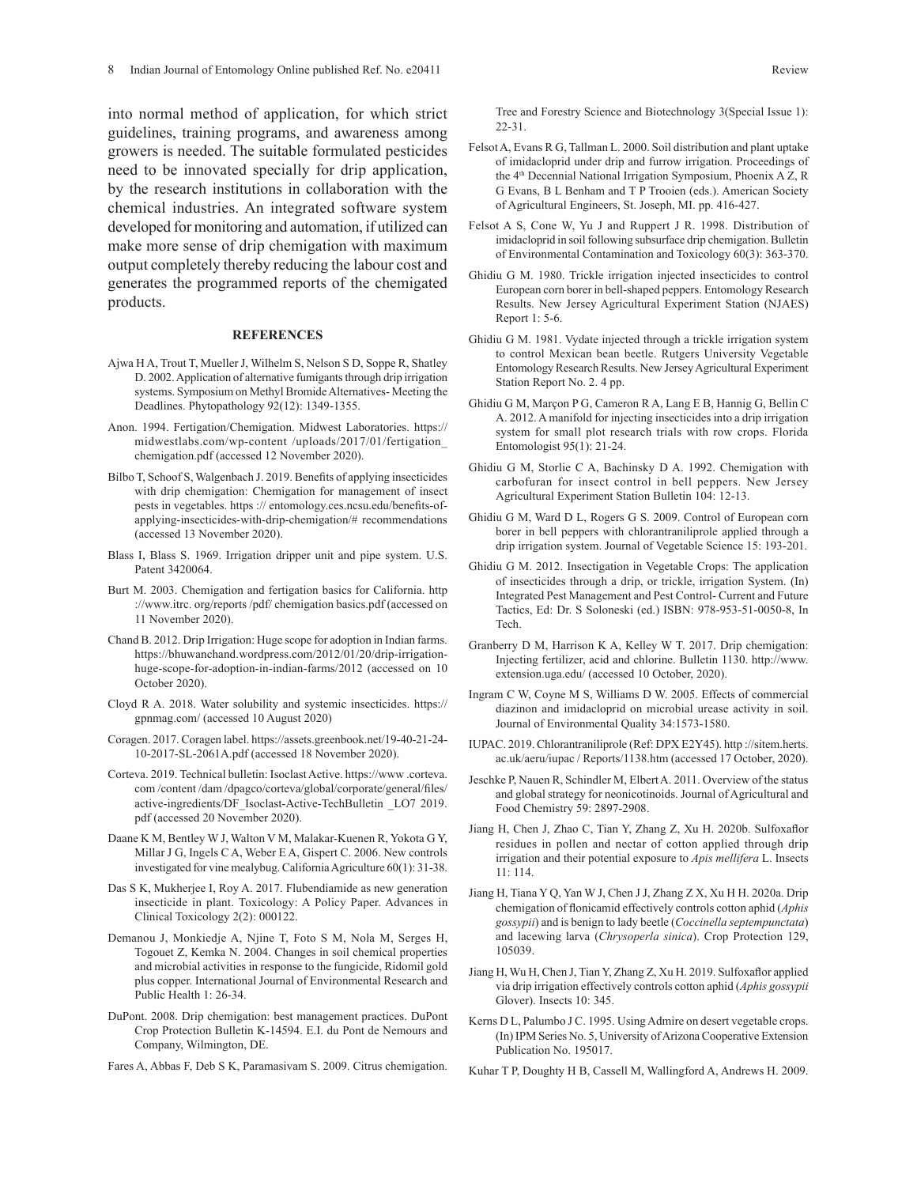into normal method of application, for which strict guidelines, training programs, and awareness among growers is needed. The suitable formulated pesticides need to be innovated specially for drip application, by the research institutions in collaboration with the chemical industries. An integrated software system developed for monitoring and automation, if utilized can make more sense of drip chemigation with maximum output completely thereby reducing the labour cost and generates the programmed reports of the chemigated products.

## REFERENCES

Ajwa H A, Trout T, Mueller J, Wilhelm S, Nelson S D, Soppe R, Shatley D. 2002. Application of alternative fumigants through drip irrigation systems. Symposium on Methyl Bromide Alternatives- Meeting the Deadlines. Phytopathology 92(12): 1349-1355.

Anon. 1994. Fertigation/Chemigation. Midwest Laboratories. https:// midwestlabs.com/wp-content /uploads/2017/01/fertigation_ chemigation.pdf (accessed 12 November 2020).

Bilbo T, Schoof S, Walgenbach J. 2019. Benefits of applying insecticides with drip chemigation: Chemigation for management of insect pests in vegetables. https :// entomology.ces.ncsu.edu/benefits-of-applying-insecticides-with-drip-chemigation/# recommendations (accessed 13 November 2020).

Blass I, Blass S. 1969. Irrigation dripper unit and pipe system. U.S. Patent 3420064.

Burt M. 2003. Chemigation and fertigation basics for California. http ://www.itrc. org/reports /pdf/ chemigation basics.pdf (accessed on 11 November 2020).

Chand B. 2012. Drip Irrigation: Huge scope for adoption in Indian farms. https://bhuwanchand.wordpress.com/2012/01/20/drip-irrigation-huge-scope-for-adoption-in-indian-farms/2012 (accessed on 10 October 2020).

Cloyd R A. 2018. Water solubility and systemic insecticides. https:// gpnmag.com/ (accessed 10 August 2020)

Coragen. 2017. Coragen label. https://assets.greenbook.net/19-40-21-24-10-2017-SL-2061A.pdf (accessed 18 November 2020).

Corteva. 2019. Technical bulletin: Isoclast Active. https://www .corteva. com /content /dam /dpagco/corteva/global/corporate/general/files/ active-ingredients/DF_Isoclast-Active-TechBulletin _LO7 2019. pdf (accessed 20 November 2020).

Daane K M, Bentley W J, Walton V M, Malakar-Kuenen R, Yokota G Y, Millar J G, Ingels C A, Weber E A, Gispert C. 2006. New controls investigated for vine mealybug. California Agriculture 60(1): 31-38.

Das S K, Mukherjee I, Roy A. 2017. Flubendiamide as new generation insecticide in plant. Toxicology: A Policy Paper. Advances in Clinical Toxicology 2(2): 000122.

Demanou J, Monkiedje A, Njine T, Foto S M, Nola M, Serges H, Togouet Z, Kemka N. 2004. Changes in soil chemical properties and microbial activities in response to the fungicide, Ridomil gold plus copper. International Journal of Environmental Research and Public Health 1: 26-34.

DuPont. 2008. Drip chemigation: best management practices. DuPont Crop Protection Bulletin K-14594. E.I. du Pont de Nemours and Company, Wilmington, DE.

Fares A, Abbas F, Deb S K, Paramasivam S. 2009. Citrus chemigation. Tree and Forestry Science and Biotechnology 3(Special Issue 1): 22-31.

Felsot A, Evans R G, Tallman L. 2000. Soil distribution and plant uptake of imidacloprid under drip and furrow irrigation. Proceedings of the 4th Decennial National Irrigation Symposium, Phoenix A Z, R G Evans, B L Benham and T P Trooien (eds.). American Society of Agricultural Engineers, St. Joseph, MI. pp. 416-427.

Felsot A S, Cone W, Yu J and Ruppert J R. 1998. Distribution of imidacloprid in soil following subsurface drip chemigation. Bulletin of Environmental Contamination and Toxicology 60(3): 363-370.

Ghidiu G M. 1980. Trickle irrigation injected insecticides to control European corn borer in bell-shaped peppers. Entomology Research Results. New Jersey Agricultural Experiment Station (NJAES) Report 1: 5-6.

Ghidiu G M. 1981. Vydate injected through a trickle irrigation system to control Mexican bean beetle. Rutgers University Vegetable Entomology Research Results. New Jersey Agricultural Experiment Station Report No. 2. 4 pp.

Ghidiu G M, Marçon P G, Cameron R A, Lang E B, Hannig G, Bellin C A. 2012. A manifold for injecting insecticides into a drip irrigation system for small plot research trials with row crops. Florida Entomologist 95(1): 21-24.

Ghidiu G M, Storlie C A, Bachinsky D A. 1992. Chemigation with carbofuran for insect control in bell peppers. New Jersey Agricultural Experiment Station Bulletin 104: 12-13.

Ghidiu G M, Ward D L, Rogers G S. 2009. Control of European corn borer in bell peppers with chlorantraniliprole applied through a drip irrigation system. Journal of Vegetable Science 15: 193-201.

Ghidiu G M. 2012. Insectigation in Vegetable Crops: The application of insecticides through a drip, or trickle, irrigation System. (In) Integrated Pest Management and Pest Control- Current and Future Tactics, Ed: Dr. S Soloneski (ed.) ISBN: 978-953-51-0050-8, In Tech.

Granberry D M, Harrison K A, Kelley W T. 2017. Drip chemigation: Injecting fertilizer, acid and chlorine. Bulletin 1130. http://www. extension.uga.edu/ (accessed 10 October, 2020).

Ingram C W, Coyne M S, Williams D W. 2005. Effects of commercial diazinon and imidacloprid on microbial urease activity in soil. Journal of Environmental Quality 34:1573-1580.

IUPAC. 2019. Chlorantraniliprole (Ref: DPX E2Y45). http ://sitem.herts. ac.uk/aeru/iupac / Reports/1138.htm (accessed 17 October, 2020).

Jeschke P, Nauen R, Schindler M, Elbert A. 2011. Overview of the status and global strategy for neonicotinoids. Journal of Agricultural and Food Chemistry 59: 2897-2908.

Jiang H, Chen J, Zhao C, Tian Y, Zhang Z, Xu H. 2020b. Sulfoxaflor residues in pollen and nectar of cotton applied through drip irrigation and their potential exposure to *Apis mellifera* L. Insects 11: 114.

Jiang H, Tiana Y Q, Yan W J, Chen J J, Zhang Z X, Xu H H. 2020a. Drip chemigation of flonicamid effectively controls cotton aphid (*Aphis gossypii*) and is benign to lady beetle (*Coccinella septempunctata*) and lacewing larva (*Chrysoperla sinica*). Crop Protection 129, 105039.

Jiang H, Wu H, Chen J, Tian Y, Zhang Z, Xu H. 2019. Sulfoxaflor applied via drip irrigation effectively controls cotton aphid (*Aphis gossypii* Glover). Insects 10: 345.

Kerns D L, Palumbo J C. 1995. Using Admire on desert vegetable crops. (In) IPM Series No. 5, University of Arizona Cooperative Extension Publication No. 195017.

Kuhar T P, Doughty H B, Cassell M, Wallingford A, Andrews H. 2009.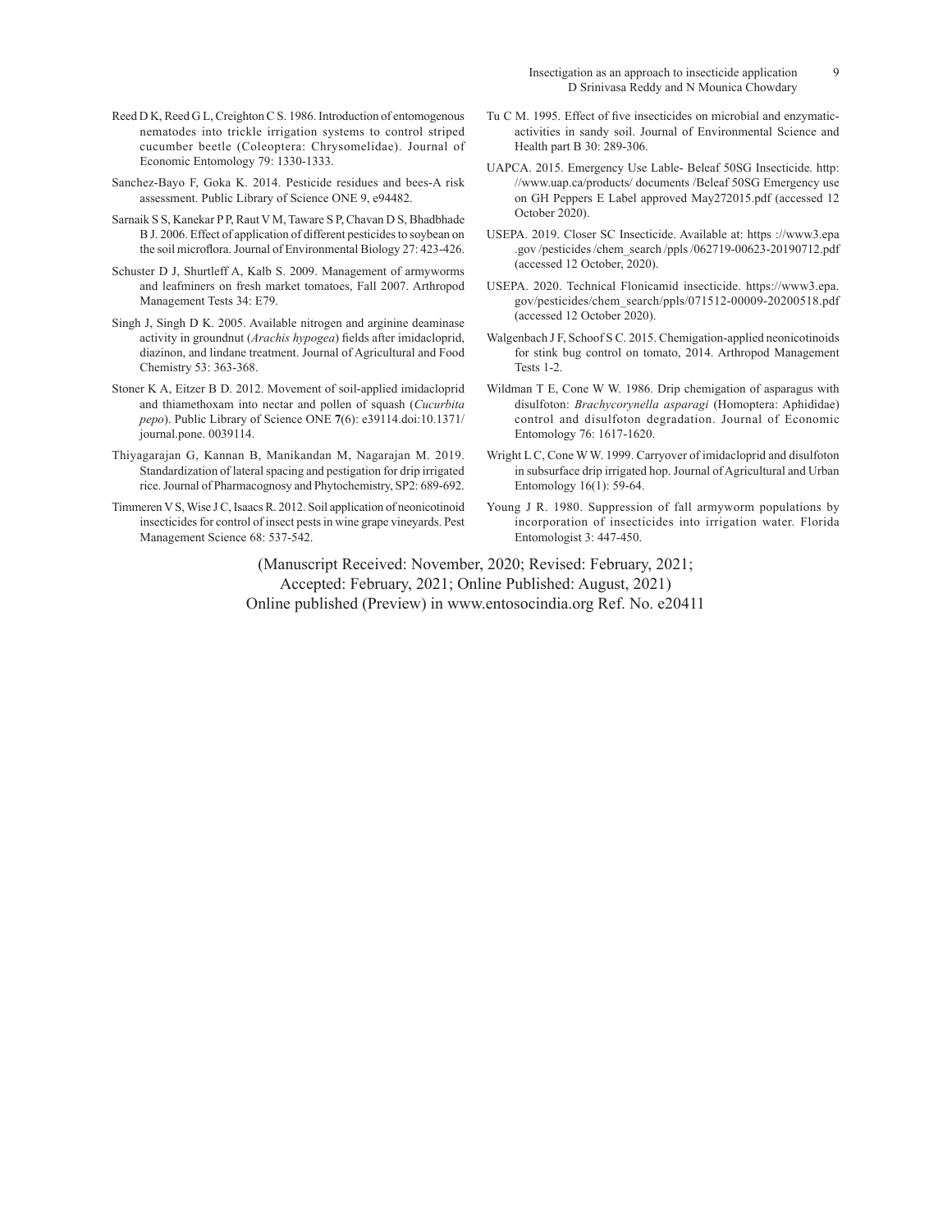Reed D K, Reed G L, Creighton C S. 1986. Introduction of entomogenous nematodes into trickle irrigation systems to control striped cucumber beetle (Coleoptera: Chrysomelidae). Journal of Economic Entomology 79: 1330-1333.

Sanchez-Bayo F, Goka K. 2014. Pesticide residues and bees-A risk assessment. Public Library of Science ONE 9, e94482.

Sarnaik S S, Kanekar P P, Raut V M, Taware S P, Chavan D S, Bhadbhade B J. 2006. Effect of application of different pesticides to soybean on the soil microflora. Journal of Environmental Biology 27: 423-426.

Schuster D J, Shurtleff A, Kalb S. 2009. Management of armyworms and leafminers on fresh market tomatoes, Fall 2007. Arthropod Management Tests 34: E79.

Singh J, Singh D K. 2005. Available nitrogen and arginine deaminase activity in groundnut (*Arachis hypogea*) fields after imidacloprid, diazinon, and lindane treatment. Journal of Agricultural and Food Chemistry 53: 363-368.

Stoner K A, Eitzer B D. 2012. Movement of soil-applied imidacloprid and thiamethoxam into nectar and pollen of squash (*Cucurbita pepo*). Public Library of Science ONE **7**(6): e39114.doi:10.1371/journal.pone. 0039114.

Thiyagarajan G, Kannan B, Manikandan M, Nagarajan M. 2019. Standardization of lateral spacing and pestigation for drip irrigated rice. Journal of Pharmacognosy and Phytochemistry, SP2: 689-692.

Timmeren V S, Wise J C, Isaacs R. 2012. Soil application of neonicotinoid insecticides for control of insect pests in wine grape vineyards. Pest Management Science 68: 537-542.

Tu C M. 1995. Effect of five insecticides on microbial and enzymatic-activities in sandy soil. Journal of Environmental Science and Health part B 30: 289-306.

UAPCA. 2015. Emergency Use Lable- Beleaf 50SG Insecticide. http://www.uap.ca/products/ documents /Beleaf 50SG Emergency use on GH Peppers E Label approved May272015.pdf (accessed 12 October 2020).

USEPA. 2019. Closer SC Insecticide. Available at: https ://www3.epa .gov /pesticides /chem_search /ppls /062719-00623-20190712.pdf (accessed 12 October, 2020).

USEPA. 2020. Technical Flonicamid insecticide. https://www3.epa.gov/pesticides/chem_search/ppls/071512-00009-20200518.pdf (accessed 12 October 2020).

Walgenbach J F, Schoof S C. 2015. Chemigation-applied neonicotinoids for stink bug control on tomato, 2014. Arthropod Management Tests 1-2.

Wildman T E, Cone W W. 1986. Drip chemigation of asparagus with disulfoton: *Brachycorynella asparagi* (Homoptera: Aphididae) control and disulfoton degradation. Journal of Economic Entomology 76: 1617-1620.

Wright L C, Cone W W. 1999. Carryover of imidacloprid and disulfoton in subsurface drip irrigated hop. Journal of Agricultural and Urban Entomology 16(1): 59-64.

Young J R. 1980. Suppression of fall armyworm populations by incorporation of insecticides into irrigation water. Florida Entomologist 3: 447-450.

(Manuscript Received: November, 2020; Revised: February, 2021;
Accepted: February, 2021; Online Published: August, 2021)
Online published (Preview) in www.entosocindia.org Ref. No. e20411